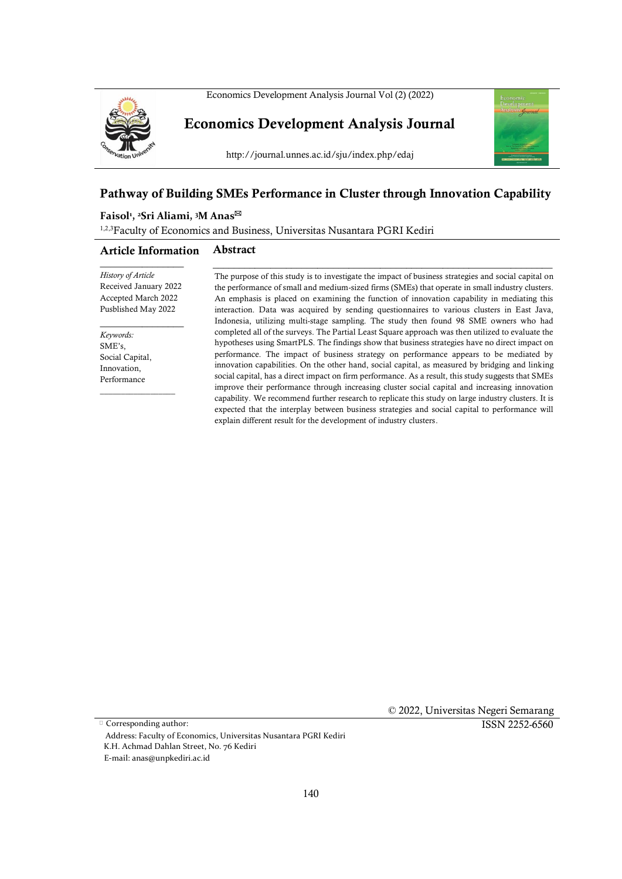# Pathway of Building SMEs Performance in Cluster through Innovation Capability

**Faisol[1], [2]Sri Aliami, [3]M Anas**

[1,2,3]Faculty of Economics and Business, Universitas Nusantara PGRI Kediri

## Article Information

*History of Article*
Received January 2022
Accepted March 2022
Pusblished May 2022

*Keywords:*
SME's,
Social Capital,
Innovation,
Performance

## Abstract

The purpose of this study is to investigate the impact of business strategies and social capital on the performance of small and medium-sized firms (SMEs) that operate in small industry clusters. An emphasis is placed on examining the function of innovation capability in mediating this interaction. Data was acquired by sending questionnaires to various clusters in East Java, Indonesia, utilizing multi-stage sampling. The study then found 98 SME owners who had completed all of the surveys. The Partial Least Square approach was then utilized to evaluate the hypotheses using SmartPLS. The findings show that business strategies have no direct impact on performance. The impact of business strategy on performance appears to be mediated by innovation capabilities. On the other hand, social capital, as measured by bridging and linking social capital, has a direct impact on firm performance. As a result, this study suggests that SMEs improve their performance through increasing cluster social capital and increasing innovation capability. We recommend further research to replicate this study on large industry clusters. It is expected that the interplay between business strategies and social capital to performance will explain different result for the development of industry clusters.

© 2022, Universitas Negeri Semarang
ISSN 2252-6560

Corresponding author:
Address: Faculty of Economics, Universitas Nusantara PGRI Kediri
K.H. Achmad Dahlan Street, No. 76 Kediri
E-mail: anas@unpkediri.ac.id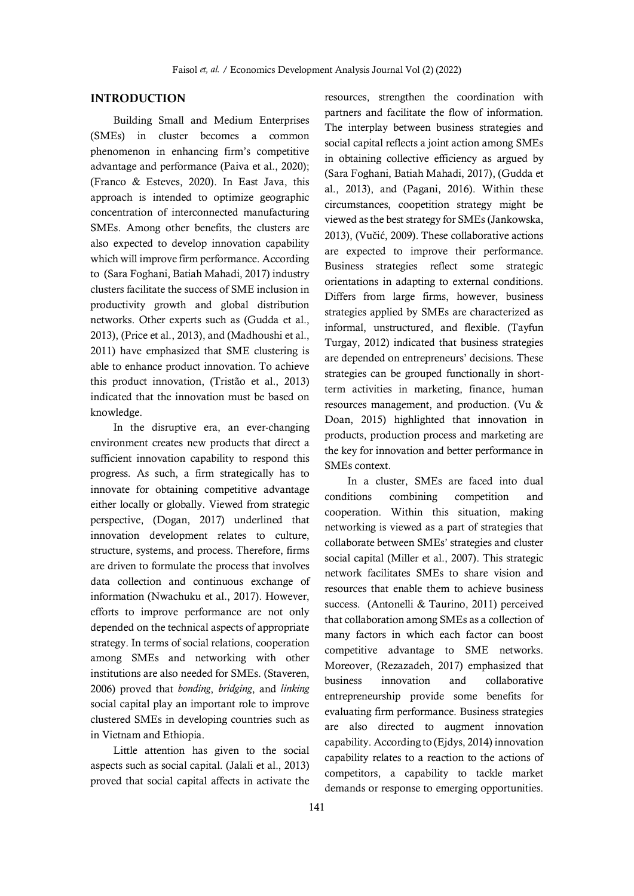## INTRODUCTION

Building Small and Medium Enterprises (SMEs) in cluster becomes a common phenomenon in enhancing firm's competitive advantage and performance (Paiva et al., 2020); (Franco & Esteves, 2020). In East Java, this approach is intended to optimize geographic concentration of interconnected manufacturing SMEs. Among other benefits, the clusters are also expected to develop innovation capability which will improve firm performance. According to (Sara Foghani, Batiah Mahadi, 2017) industry clusters facilitate the success of SME inclusion in productivity growth and global distribution networks. Other experts such as (Gudda et al., 2013), (Price et al., 2013), and (Madhoushi et al., 2011) have emphasized that SME clustering is able to enhance product innovation. To achieve this product innovation, (Tristão et al., 2013) indicated that the innovation must be based on knowledge.

In the disruptive era, an ever-changing environment creates new products that direct a sufficient innovation capability to respond this progress. As such, a firm strategically has to innovate for obtaining competitive advantage either locally or globally. Viewed from strategic perspective, (Dogan, 2017) underlined that innovation development relates to culture, structure, systems, and process. Therefore, firms are driven to formulate the process that involves data collection and continuous exchange of information (Nwachuku et al., 2017). However, efforts to improve performance are not only depended on the technical aspects of appropriate strategy. In terms of social relations, cooperation among SMEs and networking with other institutions are also needed for SMEs. (Staveren, 2006) proved that *bonding*, *bridging*, and *linking* social capital play an important role to improve clustered SMEs in developing countries such as in Vietnam and Ethiopia.

Little attention has given to the social aspects such as social capital. (Jalali et al., 2013) proved that social capital affects in activate the resources, strengthen the coordination with partners and facilitate the flow of information. The interplay between business strategies and social capital reflects a joint action among SMEs in obtaining collective efficiency as argued by (Sara Foghani, Batiah Mahadi, 2017), (Gudda et al., 2013), and (Pagani, 2016). Within these circumstances, coopetition strategy might be viewed as the best strategy for SMEs (Jankowska, 2013), (Vučić, 2009). These collaborative actions are expected to improve their performance. Business strategies reflect some strategic orientations in adapting to external conditions. Differs from large firms, however, business strategies applied by SMEs are characterized as informal, unstructured, and flexible. (Tayfun Turgay, 2012) indicated that business strategies are depended on entrepreneurs' decisions. These strategies can be grouped functionally in short-term activities in marketing, finance, human resources management, and production. (Vu & Doan, 2015) highlighted that innovation in products, production process and marketing are the key for innovation and better performance in SMEs context.

In a cluster, SMEs are faced into dual conditions combining competition and cooperation. Within this situation, making networking is viewed as a part of strategies that collaborate between SMEs' strategies and cluster social capital (Miller et al., 2007). This strategic network facilitates SMEs to share vision and resources that enable them to achieve business success. (Antonelli & Taurino, 2011) perceived that collaboration among SMEs as a collection of many factors in which each factor can boost competitive advantage to SME networks. Moreover, (Rezazadeh, 2017) emphasized that business innovation and collaborative entrepreneurship provide some benefits for evaluating firm performance. Business strategies are also directed to augment innovation capability. According to (Ejdys, 2014) innovation capability relates to a reaction to the actions of competitors, a capability to tackle market demands or response to emerging opportunities.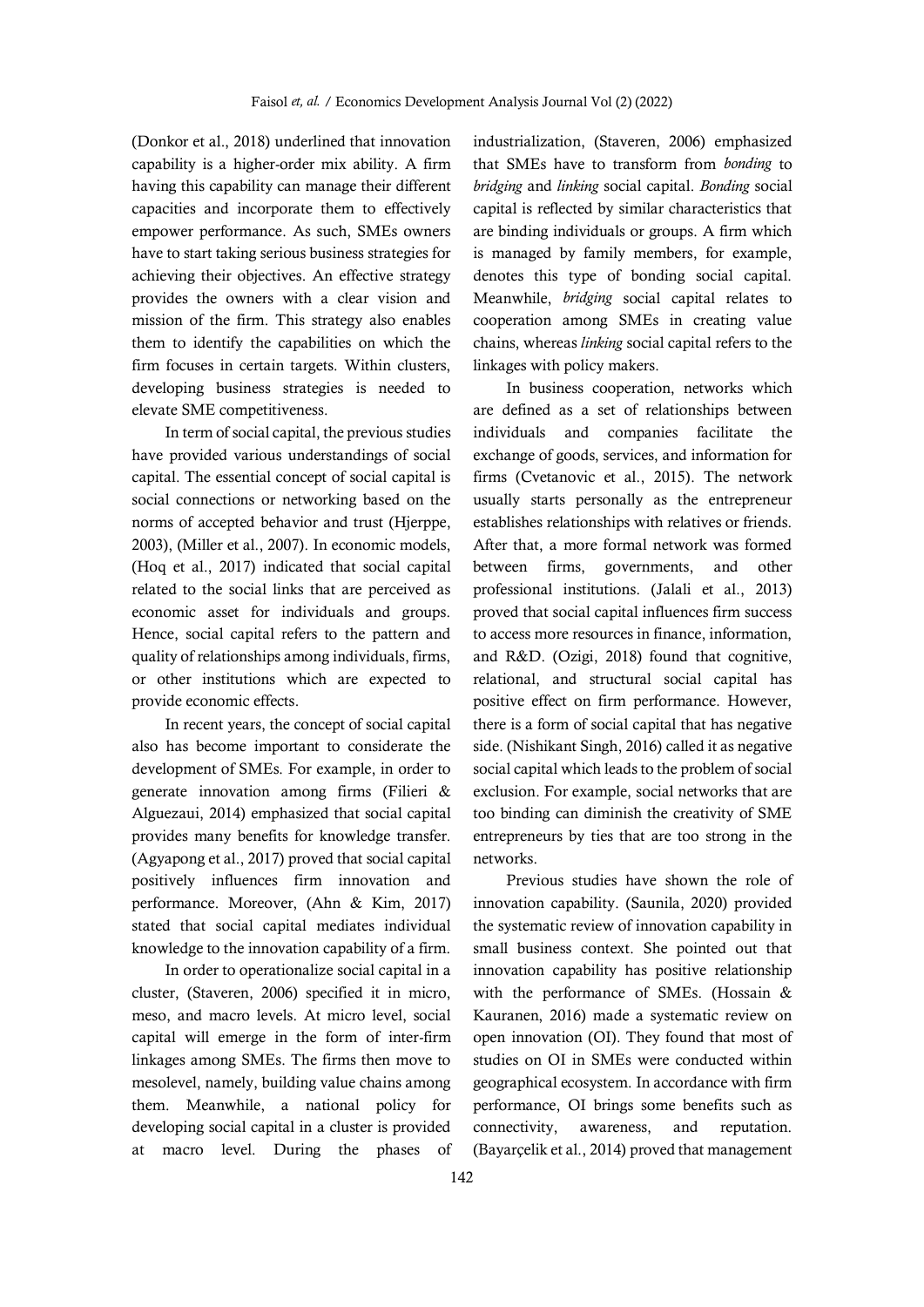(Donkor et al., 2018) underlined that innovation capability is a higher-order mix ability. A firm having this capability can manage their different capacities and incorporate them to effectively empower performance. As such, SMEs owners have to start taking serious business strategies for achieving their objectives. An effective strategy provides the owners with a clear vision and mission of the firm. This strategy also enables them to identify the capabilities on which the firm focuses in certain targets. Within clusters, developing business strategies is needed to elevate SME competitiveness.

In term of social capital, the previous studies have provided various understandings of social capital. The essential concept of social capital is social connections or networking based on the norms of accepted behavior and trust (Hjerppe, 2003), (Miller et al., 2007). In economic models, (Hoq et al., 2017) indicated that social capital related to the social links that are perceived as economic asset for individuals and groups. Hence, social capital refers to the pattern and quality of relationships among individuals, firms, or other institutions which are expected to provide economic effects.

In recent years, the concept of social capital also has become important to considerate the development of SMEs. For example, in order to generate innovation among firms (Filieri & Alguezaui, 2014) emphasized that social capital provides many benefits for knowledge transfer. (Agyapong et al., 2017) proved that social capital positively influences firm innovation and performance. Moreover, (Ahn & Kim, 2017) stated that social capital mediates individual knowledge to the innovation capability of a firm.

In order to operationalize social capital in a cluster, (Staveren, 2006) specified it in micro, meso, and macro levels. At micro level, social capital will emerge in the form of inter-firm linkages among SMEs. The firms then move to mesolevel, namely, building value chains among them. Meanwhile, a national policy for developing social capital in a cluster is provided at macro level. During the phases of industrialization, (Staveren, 2006) emphasized that SMEs have to transform from *bonding* to *bridging* and *linking* social capital. *Bonding* social capital is reflected by similar characteristics that are binding individuals or groups. A firm which is managed by family members, for example, denotes this type of bonding social capital. Meanwhile, *bridging* social capital relates to cooperation among SMEs in creating value chains, whereas *linking* social capital refers to the linkages with policy makers.

In business cooperation, networks which are defined as a set of relationships between individuals and companies facilitate the exchange of goods, services, and information for firms (Cvetanovic et al., 2015). The network usually starts personally as the entrepreneur establishes relationships with relatives or friends. After that, a more formal network was formed between firms, governments, and other professional institutions. (Jalali et al., 2013) proved that social capital influences firm success to access more resources in finance, information, and R&D. (Ozigi, 2018) found that cognitive, relational, and structural social capital has positive effect on firm performance. However, there is a form of social capital that has negative side. (Nishikant Singh, 2016) called it as negative social capital which leads to the problem of social exclusion. For example, social networks that are too binding can diminish the creativity of SME entrepreneurs by ties that are too strong in the networks.

Previous studies have shown the role of innovation capability. (Saunila, 2020) provided the systematic review of innovation capability in small business context. She pointed out that innovation capability has positive relationship with the performance of SMEs. (Hossain & Kauranen, 2016) made a systematic review on open innovation (OI). They found that most of studies on OI in SMEs were conducted within geographical ecosystem. In accordance with firm performance, OI brings some benefits such as connectivity, awareness, and reputation. (Bayarçelik et al., 2014) proved that management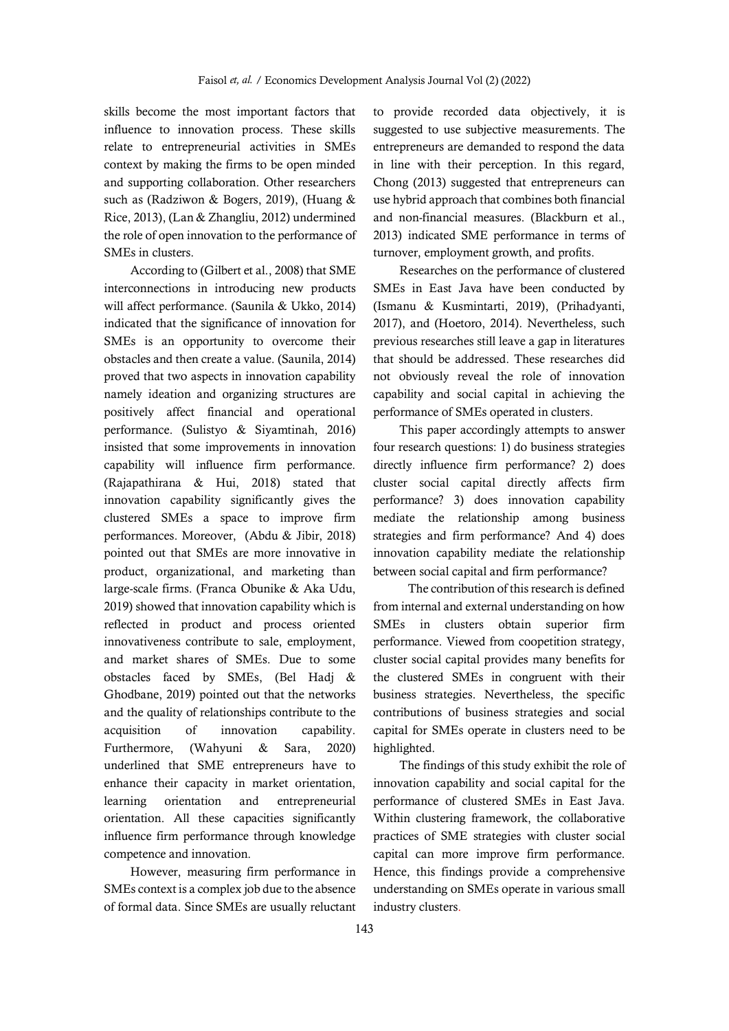skills become the most important factors that influence to innovation process. These skills relate to entrepreneurial activities in SMEs context by making the firms to be open minded and supporting collaboration. Other researchers such as (Radziwon & Bogers, 2019), (Huang & Rice, 2013), (Lan & Zhangliu, 2012) undermined the role of open innovation to the performance of SMEs in clusters.

According to (Gilbert et al., 2008) that SME interconnections in introducing new products will affect performance. (Saunila & Ukko, 2014) indicated that the significance of innovation for SMEs is an opportunity to overcome their obstacles and then create a value. (Saunila, 2014) proved that two aspects in innovation capability namely ideation and organizing structures are positively affect financial and operational performance. (Sulistyo & Siyamtinah, 2016) insisted that some improvements in innovation capability will influence firm performance. (Rajapathirana & Hui, 2018) stated that innovation capability significantly gives the clustered SMEs a space to improve firm performances. Moreover, (Abdu & Jibir, 2018) pointed out that SMEs are more innovative in product, organizational, and marketing than large-scale firms. (Franca Obunike & Aka Udu, 2019) showed that innovation capability which is reflected in product and process oriented innovativeness contribute to sale, employment, and market shares of SMEs. Due to some obstacles faced by SMEs, (Bel Hadj & Ghodbane, 2019) pointed out that the networks and the quality of relationships contribute to the acquisition of innovation capability. Furthermore, (Wahyuni & Sara, 2020) underlined that SME entrepreneurs have to enhance their capacity in market orientation, learning orientation and entrepreneurial orientation. All these capacities significantly influence firm performance through knowledge competence and innovation.

However, measuring firm performance in SMEs context is a complex job due to the absence of formal data. Since SMEs are usually reluctant to provide recorded data objectively, it is suggested to use subjective measurements. The entrepreneurs are demanded to respond the data in line with their perception. In this regard, Chong (2013) suggested that entrepreneurs can use hybrid approach that combines both financial and non-financial measures. (Blackburn et al., 2013) indicated SME performance in terms of turnover, employment growth, and profits.

Researches on the performance of clustered SMEs in East Java have been conducted by (Ismanu & Kusmintarti, 2019), (Prihadyanti, 2017), and (Hoetoro, 2014). Nevertheless, such previous researches still leave a gap in literatures that should be addressed. These researches did not obviously reveal the role of innovation capability and social capital in achieving the performance of SMEs operated in clusters.

This paper accordingly attempts to answer four research questions: 1) do business strategies directly influence firm performance? 2) does cluster social capital directly affects firm performance? 3) does innovation capability mediate the relationship among business strategies and firm performance? And 4) does innovation capability mediate the relationship between social capital and firm performance?

The contribution of this research is defined from internal and external understanding on how SMEs in clusters obtain superior firm performance. Viewed from coopetition strategy, cluster social capital provides many benefits for the clustered SMEs in congruent with their business strategies. Nevertheless, the specific contributions of business strategies and social capital for SMEs operate in clusters need to be highlighted.

The findings of this study exhibit the role of innovation capability and social capital for the performance of clustered SMEs in East Java. Within clustering framework, the collaborative practices of SME strategies with cluster social capital can more improve firm performance. Hence, this findings provide a comprehensive understanding on SMEs operate in various small industry clusters.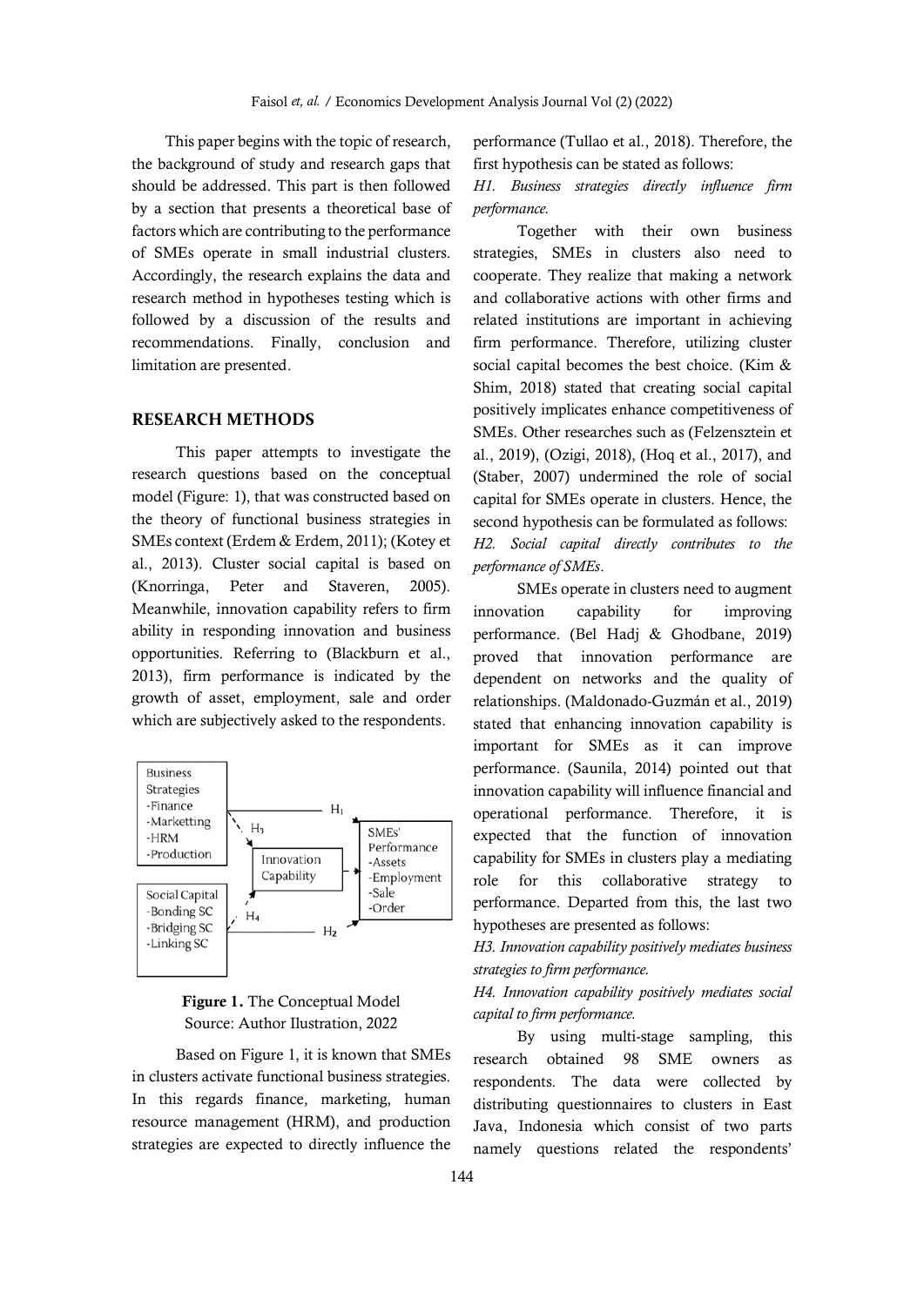This paper begins with the topic of research, the background of study and research gaps that should be addressed. This part is then followed by a section that presents a theoretical base of factors which are contributing to the performance of SMEs operate in small industrial clusters. Accordingly, the research explains the data and research method in hypotheses testing which is followed by a discussion of the results and recommendations. Finally, conclusion and limitation are presented.

## RESEARCH METHODS

This paper attempts to investigate the research questions based on the conceptual model (Figure: 1), that was constructed based on the theory of functional business strategies in SMEs context (Erdem & Erdem, 2011); (Kotey et al., 2013). Cluster social capital is based on (Knorringa, Peter and Staveren, 2005). Meanwhile, innovation capability refers to firm ability in responding innovation and business opportunities. Referring to (Blackburn et al., 2013), firm performance is indicated by the growth of asset, employment, sale and order which are subjectively asked to the respondents.

Business Strategies
-Finance
-Marketting
-HRM
-Production

Social Capital
-Bonding SC
-Bridging SC
-Linking SC

Innovation Capability

SMEs' Performance
-Assets
-Employment
-Sale
-Order

$H_1$ $H_2$ $H_3$ $H_4$

**Figure 1.** The Conceptual Model
Source: Author Ilustration, 2022

Based on Figure 1, it is known that SMEs in clusters activate functional business strategies. In this regards finance, marketing, human resource management (HRM), and production strategies are expected to directly influence the performance (Tullao et al., 2018). Therefore, the first hypothesis can be stated as follows:

*H1. Business strategies directly influence firm performance.*

Together with their own business strategies, SMEs in clusters also need to cooperate. They realize that making a network and collaborative actions with other firms and related institutions are important in achieving firm performance. Therefore, utilizing cluster social capital becomes the best choice. (Kim & Shim, 2018) stated that creating social capital positively implicates enhance competitiveness of SMEs. Other researches such as (Felzensztein et al., 2019), (Ozigi, 2018), (Hoq et al., 2017), and (Staber, 2007) undermined the role of social capital for SMEs operate in clusters. Hence, the second hypothesis can be formulated as follows:

*H2. Social capital directly contributes to the performance of SMEs.*

SMEs operate in clusters need to augment innovation capability for improving performance. (Bel Hadj & Ghodbane, 2019) proved that innovation performance are dependent on networks and the quality of relationships. (Maldonado-Guzmán et al., 2019) stated that enhancing innovation capability is important for SMEs as it can improve performance. (Saunila, 2014) pointed out that innovation capability will influence financial and operational performance. Therefore, it is expected that the function of innovation capability for SMEs in clusters play a mediating role for this collaborative strategy to performance. Departed from this, the last two hypotheses are presented as follows:

*H3. Innovation capability positively mediates business strategies to firm performance.*

*H4. Innovation capability positively mediates social capital to firm performance.*

By using multi-stage sampling, this research obtained 98 SME owners as respondents. The data were collected by distributing questionnaires to clusters in East Java, Indonesia which consist of two parts namely questions related the respondents'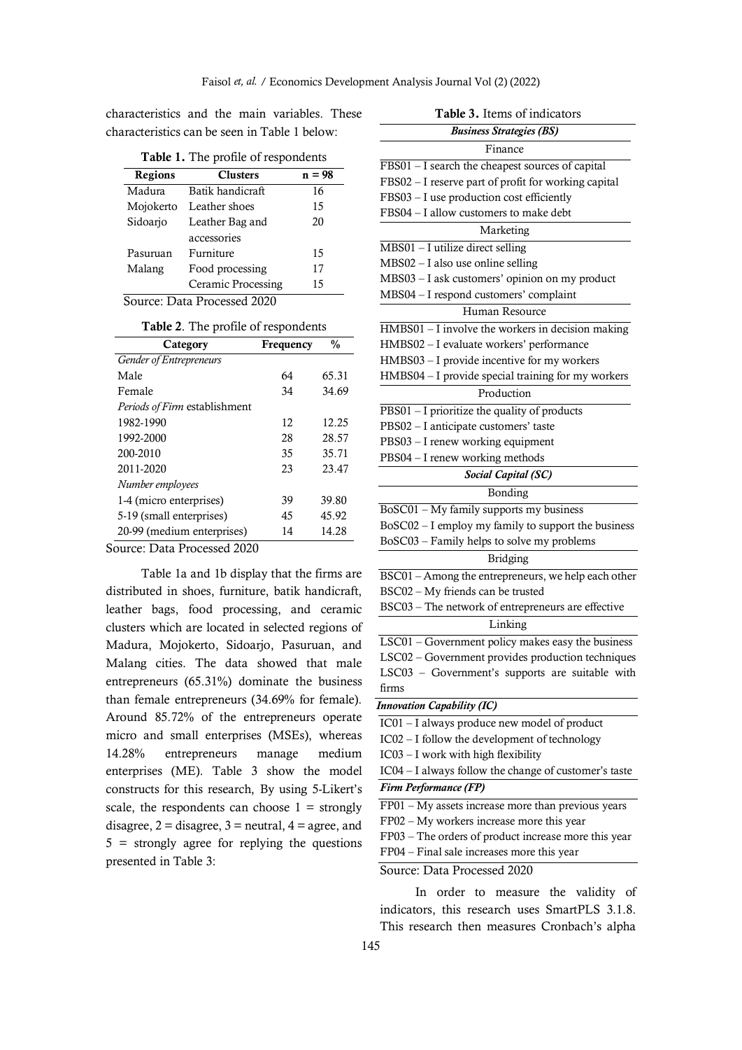characteristics and the main variables. These characteristics can be seen in Table 1 below:

**Table 1.** The profile of respondents

| Regions | Clusters | n = 98 |
|---|---|---|
| Madura | Batik handicraft | 16 |
| Mojokerto | Leather shoes | 15 |
| Sidoarjo | Leather Bag and accessories | 20 |
| Pasuruan | Furniture | 15 |
| Malang | Food processing | 17 |
| | Ceramic Processing | 15 |

Source: Data Processed 2020

**Table 2**. The profile of respondents

| Category | Frequency | % |
|---|---|---|
| *Gender of Entrepreneurs* | | |
| Male | 64 | 65.31 |
| Female | 34 | 34.69 |
| *Periods of Firm* establishment | | |
| 1982-1990 | 12 | 12.25 |
| 1992-2000 | 28 | 28.57 |
| 200-2010 | 35 | 35.71 |
| 2011-2020 | 23 | 23.47 |
| *Number employees* | | |
| 1-4 (micro enterprises) | 39 | 39.80 |
| 5-19 (small enterprises) | 45 | 45.92 |
| 20-99 (medium enterprises) | 14 | 14.28 |

Source: Data Processed 2020

Table 1a and 1b display that the firms are distributed in shoes, furniture, batik handicraft, leather bags, food processing, and ceramic clusters which are located in selected regions of Madura, Mojokerto, Sidoarjo, Pasuruan, and Malang cities. The data showed that male entrepreneurs (65.31%) dominate the business than female entrepreneurs (34.69% for female). Around 85.72% of the entrepreneurs operate micro and small enterprises (MSEs), whereas 14.28% entrepreneurs manage medium enterprises (ME). Table 3 show the model constructs for this research, By using 5-Likert's scale, the respondents can choose 1 = strongly disagree, 2 = disagree, 3 = neutral, 4 = agree, and 5 = strongly agree for replying the questions presented in Table 3:

**Table 3.** Items of indicators

| ***Business Strategies (BS)*** |
|---|
| Finance |
| FBS01 – I search the cheapest sources of capital |
| FBS02 – I reserve part of profit for working capital |
| FBS03 – I use production cost efficiently |
| FBS04 – I allow customers to make debt |
| Marketing |
| MBS01 – I utilize direct selling |
| MBS02 – I also use online selling |
| MBS03 – I ask customers' opinion on my product |
| MBS04 – I respond customers' complaint |
| Human Resource |
| HMBS01 – I involve the workers in decision making |
| HMBS02 – I evaluate workers' performance |
| HMBS03 – I provide incentive for my workers |
| HMBS04 – I provide special training for my workers |
| Production |
| PBS01 – I prioritize the quality of products |
| PBS02 – I anticipate customers' taste |
| PBS03 – I renew working equipment |
| PBS04 – I renew working methods |
| ***Social Capital (SC)*** |
| Bonding |
| BoSC01 – My family supports my business |
| BoSC02 – I employ my family to support the business |
| BoSC03 – Family helps to solve my problems |
| Bridging |
| BSC01 – Among the entrepreneurs, we help each other |
| BSC02 – My friends can be trusted |
| BSC03 – The network of entrepreneurs are effective |
| Linking |
| LSC01 – Government policy makes easy the business |
| LSC02 – Government provides production techniques |
| LSC03 – Government's supports are suitable with firms |
| ***Innovation Capability (IC)*** |
| IC01 – I always produce new model of product |
| IC02 – I follow the development of technology |
| IC03 – I work with high flexibility |
| IC04 – I always follow the change of customer's taste |
| ***Firm Performance (FP)*** |
| FP01 – My assets increase more than previous years |
| FP02 – My workers increase more this year |
| FP03 – The orders of product increase more this year |
| FP04 – Final sale increases more this year |

Source: Data Processed 2020

In order to measure the validity of indicators, this research uses SmartPLS 3.1.8. This research then measures Cronbach's alpha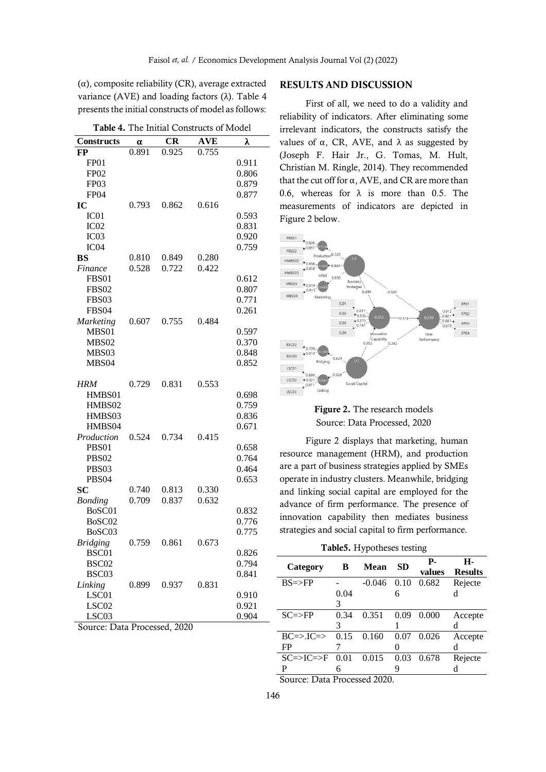(α), composite reliability (CR), average extracted variance (AVE) and loading factors (λ). Table 4 presents the initial constructs of model as follows:

**Table 4.** The Initial Constructs of Model

| Constructs | α | CR | AVE | λ |
|---|---|---|---|---|
| **FP** | 0.891 | 0.925 | 0.755 | |
| FP01 | | | | 0.911 |
| FP02 | | | | 0.806 |
| FP03 | | | | 0.879 |
| FP04 | | | | 0.877 |
| **IC** | 0.793 | 0.862 | 0.616 | |
| IC01 | | | | 0.593 |
| IC02 | | | | 0.831 |
| IC03 | | | | 0.920 |
| IC04 | | | | 0.759 |
| **BS** | 0.810 | 0.849 | 0.280 | |
| *Finance* | 0.528 | 0.722 | 0.422 | |
| FBS01 | | | | 0.612 |
| FBS02 | | | | 0.807 |
| FBS03 | | | | 0.771 |
| FBS04 | | | | 0.261 |
| *Marketing* | 0.607 | 0.755 | 0.484 | |
| MBS01 | | | | 0.597 |
| MBS02 | | | | 0.370 |
| MBS03 | | | | 0.848 |
| MBS04 | | | | 0.852 |
| *HRM* | 0.729 | 0.831 | 0.553 | |
| HMBS01 | | | | 0.698 |
| HMBS02 | | | | 0.759 |
| HMBS03 | | | | 0.836 |
| HMBS04 | | | | 0.671 |
| *Production* | 0.524 | 0.734 | 0.415 | |
| PBS01 | | | | 0.658 |
| PBS02 | | | | 0.764 |
| PBS03 | | | | 0.464 |
| PBS04 | | | | 0.653 |
| **SC** | 0.740 | 0.813 | 0.330 | |
| *Bonding* | 0.709 | 0.837 | 0.632 | |
| BoSC01 | | | | 0.832 |
| BoSC02 | | | | 0.776 |
| BoSC03 | | | | 0.775 |
| *Bridging* | 0.759 | 0.861 | 0.673 | |
| BSC01 | | | | 0.826 |
| BSC02 | | | | 0.794 |
| BSC03 | | | | 0.841 |
| *Linking* | 0.899 | 0.937 | 0.831 | |
| LSC01 | | | | 0.910 |
| LSC02 | | | | 0.921 |
| LSC03 | | | | 0.904 |

Source: Data Processed, 2020

## RESULTS AND DISCUSSION

First of all, we need to do a validity and reliability of indicators. After eliminating some irrelevant indicators, the constructs satisfy the values of α, CR, AVE, and λ as suggested by (Joseph F. Hair Jr., G. Tomas, M. Hult, Christian M. Ringle, 2014). They recommended that the cut off for α, AVE, and CR are more than 0.6, whereas for λ is more than 0.5. The measurements of indicators are depicted in Figure 2 below.

**Figure 2.** The research models
Source: Data Processed, 2020

Figure 2 displays that marketing, human resource management (HRM), and production are a part of business strategies applied by SMEs operate in industry clusters. Meanwhile, bridging and linking social capital are employed for the advance of firm performance. The presence of innovation capability then mediates business strategies and social capital to firm performance.

**Table5.** Hypotheses testing

| Category | B | Mean | SD | P-values | H-Results |
|---|---|---|---|---|---|
| BS=>FP | -0.043 | -0.046 | 0.106 | 0.682 | Rejected |
| SC=>FP | 0.343 | 0.351 | 0.091 | 0.000 | Accepted |
| BC=>.IC=>FP | 0.157 | 0.160 | 0.070 | 0.026 | Accepted |
| SC=>IC=>FP | 0.016 | 0.015 | 0.039 | 0.678 | Rejected |

Source: Data Processed 2020.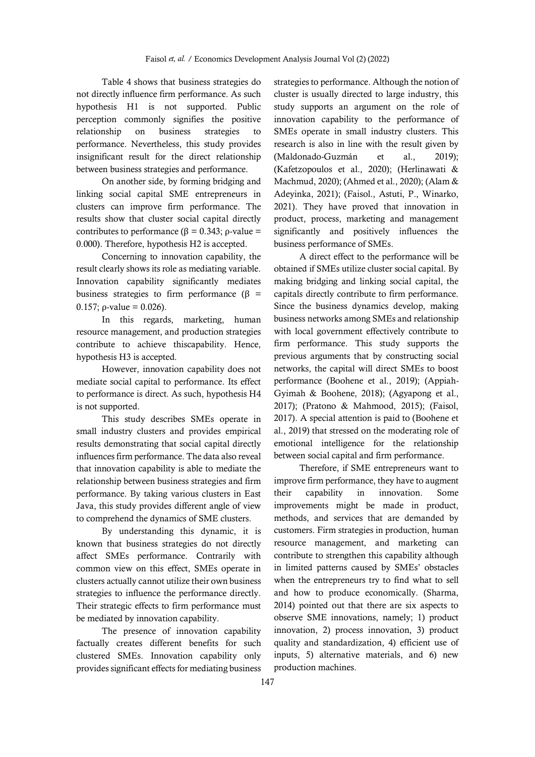Table 4 shows that business strategies do not directly influence firm performance. As such hypothesis H1 is not supported. Public perception commonly signifies the positive relationship on business strategies to performance. Nevertheless, this study provides insignificant result for the direct relationship between business strategies and performance.

On another side, by forming bridging and linking social capital SME entrepreneurs in clusters can improve firm performance. The results show that cluster social capital directly contributes to performance ($\beta = 0.343$; $\rho$-value = 0.000). Therefore, hypothesis H2 is accepted.

Concerning to innovation capability, the result clearly shows its role as mediating variable. Innovation capability significantly mediates business strategies to firm performance ($\beta = 0.157$; $\rho$-value = 0.026).

In this regards, marketing, human resource management, and production strategies contribute to achieve thiscapability. Hence, hypothesis H3 is accepted.

However, innovation capability does not mediate social capital to performance. Its effect to performance is direct. As such, hypothesis H4 is not supported.

This study describes SMEs operate in small industry clusters and provides empirical results demonstrating that social capital directly influences firm performance. The data also reveal that innovation capability is able to mediate the relationship between business strategies and firm performance. By taking various clusters in East Java, this study provides different angle of view to comprehend the dynamics of SME clusters.

By understanding this dynamic, it is known that business strategies do not directly affect SMEs performance. Contrarily with common view on this effect, SMEs operate in clusters actually cannot utilize their own business strategies to influence the performance directly. Their strategic effects to firm performance must be mediated by innovation capability.

The presence of innovation capability factually creates different benefits for such clustered SMEs. Innovation capability only provides significant effects for mediating business strategies to performance. Although the notion of cluster is usually directed to large industry, this study supports an argument on the role of innovation capability to the performance of SMEs operate in small industry clusters. This research is also in line with the result given by (Maldonado-Guzmán et al., 2019); (Kafetzopoulos et al., 2020); (Herlinawati & Machmud, 2020); (Ahmed et al., 2020); (Alam & Adeyinka, 2021); (Faisol., Astuti, P., Winarko, 2021). They have proved that innovation in product, process, marketing and management significantly and positively influences the business performance of SMEs.

A direct effect to the performance will be obtained if SMEs utilize cluster social capital. By making bridging and linking social capital, the capitals directly contribute to firm performance. Since the business dynamics develop, making business networks among SMEs and relationship with local government effectively contribute to firm performance. This study supports the previous arguments that by constructing social networks, the capital will direct SMEs to boost performance (Boohene et al., 2019); (Appiah-Gyimah & Boohene, 2018); (Agyapong et al., 2017); (Pratono & Mahmood, 2015); (Faisol, 2017). A special attention is paid to (Boohene et al., 2019) that stressed on the moderating role of emotional intelligence for the relationship between social capital and firm performance.

Therefore, if SME entrepreneurs want to improve firm performance, they have to augment their capability in innovation. Some improvements might be made in product, methods, and services that are demanded by customers. Firm strategies in production, human resource management, and marketing can contribute to strengthen this capability although in limited patterns caused by SMEs' obstacles when the entrepreneurs try to find what to sell and how to produce economically. (Sharma, 2014) pointed out that there are six aspects to observe SME innovations, namely; 1) product innovation, 2) process innovation, 3) product quality and standardization, 4) efficient use of inputs, 5) alternative materials, and 6) new production machines.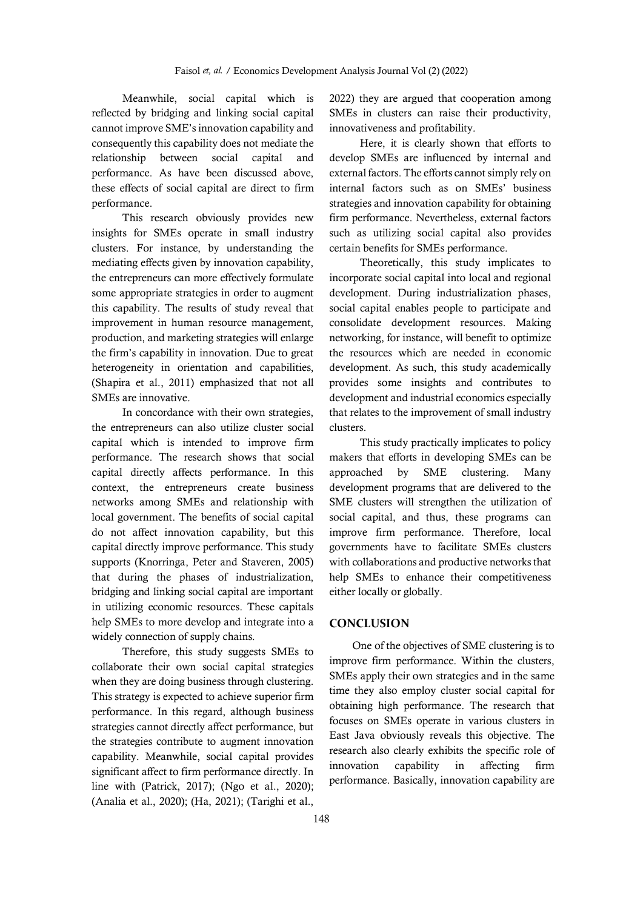Meanwhile, social capital which is reflected by bridging and linking social capital cannot improve SME's innovation capability and consequently this capability does not mediate the relationship between social capital and performance. As have been discussed above, these effects of social capital are direct to firm performance.

This research obviously provides new insights for SMEs operate in small industry clusters. For instance, by understanding the mediating effects given by innovation capability, the entrepreneurs can more effectively formulate some appropriate strategies in order to augment this capability. The results of study reveal that improvement in human resource management, production, and marketing strategies will enlarge the firm's capability in innovation. Due to great heterogeneity in orientation and capabilities, (Shapira et al., 2011) emphasized that not all SMEs are innovative.

In concordance with their own strategies, the entrepreneurs can also utilize cluster social capital which is intended to improve firm performance. The research shows that social capital directly affects performance. In this context, the entrepreneurs create business networks among SMEs and relationship with local government. The benefits of social capital do not affect innovation capability, but this capital directly improve performance. This study supports (Knorringa, Peter and Staveren, 2005) that during the phases of industrialization, bridging and linking social capital are important in utilizing economic resources. These capitals help SMEs to more develop and integrate into a widely connection of supply chains.

Therefore, this study suggests SMEs to collaborate their own social capital strategies when they are doing business through clustering. This strategy is expected to achieve superior firm performance. In this regard, although business strategies cannot directly affect performance, but the strategies contribute to augment innovation capability. Meanwhile, social capital provides significant affect to firm performance directly. In line with (Patrick, 2017); (Ngo et al., 2020); (Analia et al., 2020); (Ha, 2021); (Tarighi et al., 2022) they are argued that cooperation among SMEs in clusters can raise their productivity, innovativeness and profitability.

Here, it is clearly shown that efforts to develop SMEs are influenced by internal and external factors. The efforts cannot simply rely on internal factors such as on SMEs' business strategies and innovation capability for obtaining firm performance. Nevertheless, external factors such as utilizing social capital also provides certain benefits for SMEs performance.

Theoretically, this study implicates to incorporate social capital into local and regional development. During industrialization phases, social capital enables people to participate and consolidate development resources. Making networking, for instance, will benefit to optimize the resources which are needed in economic development. As such, this study academically provides some insights and contributes to development and industrial economics especially that relates to the improvement of small industry clusters.

This study practically implicates to policy makers that efforts in developing SMEs can be approached by SME clustering. Many development programs that are delivered to the SME clusters will strengthen the utilization of social capital, and thus, these programs can improve firm performance. Therefore, local governments have to facilitate SMEs clusters with collaborations and productive networks that help SMEs to enhance their competitiveness either locally or globally.

## CONCLUSION

One of the objectives of SME clustering is to improve firm performance. Within the clusters, SMEs apply their own strategies and in the same time they also employ cluster social capital for obtaining high performance. The research that focuses on SMEs operate in various clusters in East Java obviously reveals this objective. The research also clearly exhibits the specific role of innovation capability in affecting firm performance. Basically, innovation capability are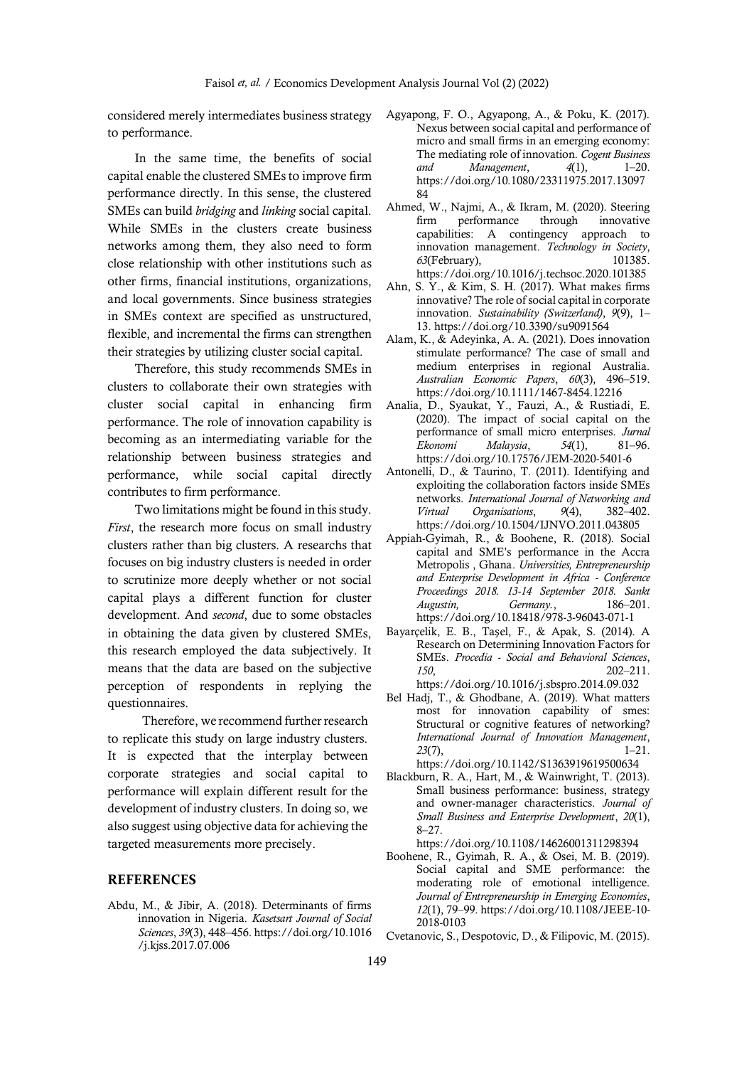considered merely intermediates business strategy to performance.

In the same time, the benefits of social capital enable the clustered SMEs to improve firm performance directly. In this sense, the clustered SMEs can build *bridging* and *linking* social capital. While SMEs in the clusters create business networks among them, they also need to form close relationship with other institutions such as other firms, financial institutions, organizations, and local governments. Since business strategies in SMEs context are specified as unstructured, flexible, and incremental the firms can strengthen their strategies by utilizing cluster social capital.

Therefore, this study recommends SMEs in clusters to collaborate their own strategies with cluster social capital in enhancing firm performance. The role of innovation capability is becoming as an intermediating variable for the relationship between business strategies and performance, while social capital directly contributes to firm performance.

Two limitations might be found in this study. *First*, the research more focus on small industry clusters rather than big clusters. A researchs that focuses on big industry clusters is needed in order to scrutinize more deeply whether or not social capital plays a different function for cluster development. And *second*, due to some obstacles in obtaining the data given by clustered SMEs, this research employed the data subjectively. It means that the data are based on the subjective perception of respondents in replying the questionnaires.

Therefore, we recommend further research to replicate this study on large industry clusters. It is expected that the interplay between corporate strategies and social capital to performance will explain different result for the development of industry clusters. In doing so, we also suggest using objective data for achieving the targeted measurements more precisely.

## REFERENCES

Abdu, M., & Jibir, A. (2018). Determinants of firms innovation in Nigeria. *Kasetsart Journal of Social Sciences*, *39*(3), 448–456. https://doi.org/10.1016/j.kjss.2017.07.006

Agyapong, F. O., Agyapong, A., & Poku, K. (2017). Nexus between social capital and performance of micro and small firms in an emerging economy: The mediating role of innovation. *Cogent Business and Management*, *4*(1), 1–20. https://doi.org/10.1080/23311975.2017.1309784

Ahmed, W., Najmi, A., & Ikram, M. (2020). Steering firm performance through innovative capabilities: A contingency approach to innovation management. *Technology in Society*, *63*(February), 101385. https://doi.org/10.1016/j.techsoc.2020.101385

Ahn, S. Y., & Kim, S. H. (2017). What makes firms innovative? The role of social capital in corporate innovation. *Sustainability (Switzerland)*, *9*(9), 1–13. https://doi.org/10.3390/su9091564

Alam, K., & Adeyinka, A. A. (2021). Does innovation stimulate performance? The case of small and medium enterprises in regional Australia. *Australian Economic Papers*, *60*(3), 496–519. https://doi.org/10.1111/1467-8454.12216

Analia, D., Syaukat, Y., Fauzi, A., & Rustiadi, E. (2020). The impact of social capital on the performance of small micro enterprises. *Jurnal Ekonomi Malaysia*, *54*(1), 81–96. https://doi.org/10.17576/JEM-2020-5401-6

Antonelli, D., & Taurino, T. (2011). Identifying and exploiting the collaboration factors inside SMEs networks. *International Journal of Networking and Virtual Organisations*, *9*(4), 382–402. https://doi.org/10.1504/IJNVO.2011.043805

Appiah-Gyimah, R., & Boohene, R. (2018). Social capital and SME's performance in the Accra Metropolis , Ghana. *Universities, Entrepreneurship and Enterprise Development in Africa - Conference Proceedings 2018. 13-14 September 2018. Sankt Augustin, Germany.*, 186–201. https://doi.org/10.18418/978-3-96043-071-1

Bayarçelik, E. B., Taşel, F., & Apak, S. (2014). A Research on Determining Innovation Factors for SMEs. *Procedia - Social and Behavioral Sciences*, *150*, 202–211. https://doi.org/10.1016/j.sbspro.2014.09.032

Bel Hadj, T., & Ghodbane, A. (2019). What matters most for innovation capability of smes: Structural or cognitive features of networking? *International Journal of Innovation Management*, *23*(7), 1–21. https://doi.org/10.1142/S1363919619500634

Blackburn, R. A., Hart, M., & Wainwright, T. (2013). Small business performance: business, strategy and owner-manager characteristics. *Journal of Small Business and Enterprise Development*, *20*(1), 8–27. https://doi.org/10.1108/14626001311298394

Boohene, R., Gyimah, R. A., & Osei, M. B. (2019). Social capital and SME performance: the moderating role of emotional intelligence. *Journal of Entrepreneurship in Emerging Economies*, *12*(1), 79–99. https://doi.org/10.1108/JEEE-10-2018-0103

Cvetanovic, S., Despotovic, D., & Filipovic, M. (2015).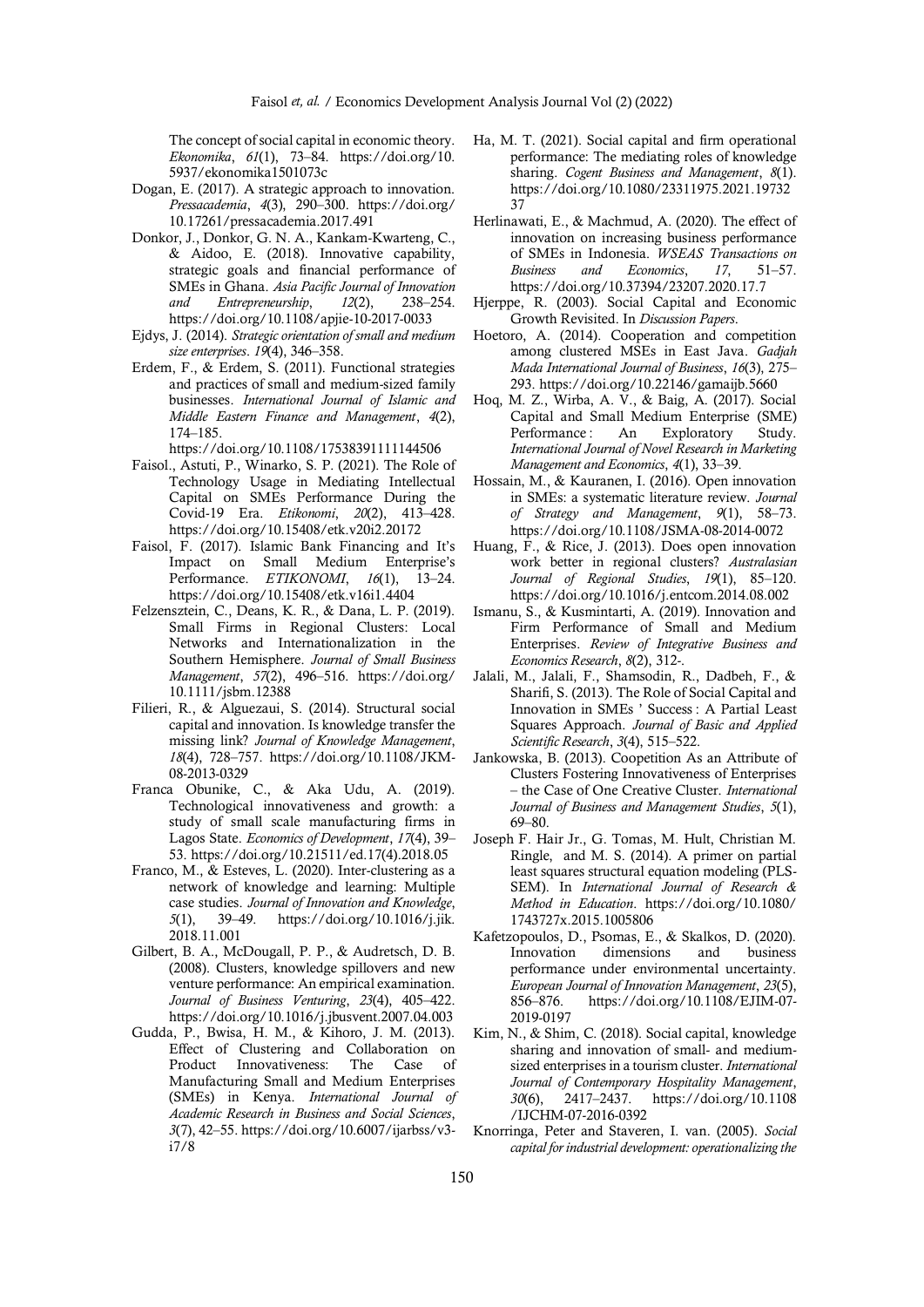The concept of social capital in economic theory. *Ekonomika*, *61*(1), 73–84. https://doi.org/10.5937/ekonomika1501073c

Dogan, E. (2017). A strategic approach to innovation. *Pressacademia*, *4*(3), 290–300. https://doi.org/10.17261/pressacademia.2017.491

Donkor, J., Donkor, G. N. A., Kankam-Kwarteng, C., & Aidoo, E. (2018). Innovative capability, strategic goals and financial performance of SMEs in Ghana. *Asia Pacific Journal of Innovation and Entrepreneurship*, *12*(2), 238–254. https://doi.org/10.1108/apjie-10-2017-0033

Ejdys, J. (2014). *Strategic orientation of small and medium size enterprises*. *19*(4), 346–358.

Erdem, F., & Erdem, S. (2011). Functional strategies and practices of small and medium-sized family businesses. *International Journal of Islamic and Middle Eastern Finance and Management*, *4*(2), 174–185. https://doi.org/10.1108/17538391111144506

Faisol., Astuti, P., Winarko, S. P. (2021). The Role of Technology Usage in Mediating Intellectual Capital on SMEs Performance During the Covid-19 Era. *Etikonomi*, *20*(2), 413–428. https://doi.org/10.15408/etk.v20i2.20172

Faisol, F. (2017). Islamic Bank Financing and It's Impact on Small Medium Enterprise's Performance. *ETIKONOMI*, *16*(1), 13–24. https://doi.org/10.15408/etk.v16i1.4404

Felzensztein, C., Deans, K. R., & Dana, L. P. (2019). Small Firms in Regional Clusters: Local Networks and Internationalization in the Southern Hemisphere. *Journal of Small Business Management*, *57*(2), 496–516. https://doi.org/10.1111/jsbm.12388

Filieri, R., & Alguezaui, S. (2014). Structural social capital and innovation. Is knowledge transfer the missing link? *Journal of Knowledge Management*, *18*(4), 728–757. https://doi.org/10.1108/JKM-08-2013-0329

Franca Obunike, C., & Aka Udu, A. (2019). Technological innovativeness and growth: a study of small scale manufacturing firms in Lagos State. *Economics of Development*, *17*(4), 39–53. https://doi.org/10.21511/ed.17(4).2018.05

Franco, M., & Esteves, L. (2020). Inter-clustering as a network of knowledge and learning: Multiple case studies. *Journal of Innovation and Knowledge*, *5*(1), 39–49. https://doi.org/10.1016/j.jik.2018.11.001

Gilbert, B. A., McDougall, P. P., & Audretsch, D. B. (2008). Clusters, knowledge spillovers and new venture performance: An empirical examination. *Journal of Business Venturing*, *23*(4), 405–422. https://doi.org/10.1016/j.jbusvent.2007.04.003

Gudda, P., Bwisa, H. M., & Kihoro, J. M. (2013). Effect of Clustering and Collaboration on Product Innovativeness: The Case of Manufacturing Small and Medium Enterprises (SMEs) in Kenya. *International Journal of Academic Research in Business and Social Sciences*, *3*(7), 42–55. https://doi.org/10.6007/ijarbss/v3-i7/8

Ha, M. T. (2021). Social capital and firm operational performance: The mediating roles of knowledge sharing. *Cogent Business and Management*, *8*(1). https://doi.org/10.1080/23311975.2021.1973237

Herlinawati, E., & Machmud, A. (2020). The effect of innovation on increasing business performance of SMEs in Indonesia. *WSEAS Transactions on Business and Economics*, *17*, 51–57. https://doi.org/10.37394/23207.2020.17.7

Hjerppe, R. (2003). Social Capital and Economic Growth Revisited. In *Discussion Papers*.

Hoetoro, A. (2014). Cooperation and competition among clustered MSEs in East Java. *Gadjah Mada International Journal of Business*, *16*(3), 275–293. https://doi.org/10.22146/gamaijb.5660

Hoq, M. Z., Wirba, A. V., & Baig, A. (2017). Social Capital and Small Medium Enterprise (SME) Performance : An Exploratory Study. *International Journal of Novel Research in Marketing Management and Economics*, *4*(1), 33–39.

Hossain, M., & Kauranen, I. (2016). Open innovation in SMEs: a systematic literature review. *Journal of Strategy and Management*, *9*(1), 58–73. https://doi.org/10.1108/JSMA-08-2014-0072

Huang, F., & Rice, J. (2013). Does open innovation work better in regional clusters? *Australasian Journal of Regional Studies*, *19*(1), 85–120. https://doi.org/10.1016/j.entcom.2014.08.002

Ismanu, S., & Kusmintarti, A. (2019). Innovation and Firm Performance of Small and Medium Enterprises. *Review of Integrative Business and Economics Research*, *8*(2), 312-.

Jalali, M., Jalali, F., Shamsodin, R., Dadbeh, F., & Sharifi, S. (2013). The Role of Social Capital and Innovation in SMEs ' Success : A Partial Least Squares Approach. *Journal of Basic and Applied Scientific Research*, *3*(4), 515–522.

Jankowska, B. (2013). Coopetition As an Attribute of Clusters Fostering Innovativeness of Enterprises – the Case of One Creative Cluster. *International Journal of Business and Management Studies*, *5*(1), 69–80.

Joseph F. Hair Jr., G. Tomas, M. Hult, Christian M. Ringle, and M. S. (2014). A primer on partial least squares structural equation modeling (PLS-SEM). In *International Journal of Research & Method in Education*. https://doi.org/10.1080/1743727x.2015.1005806

Kafetzopoulos, D., Psomas, E., & Skalkos, D. (2020). Innovation dimensions and business performance under environmental uncertainty. *European Journal of Innovation Management*, *23*(5), 856–876. https://doi.org/10.1108/EJIM-07-2019-0197

Kim, N., & Shim, C. (2018). Social capital, knowledge sharing and innovation of small- and medium-sized enterprises in a tourism cluster. *International Journal of Contemporary Hospitality Management*, *30*(6), 2417–2437. https://doi.org/10.1108/IJCHM-07-2016-0392

Knorringa, Peter and Staveren, I. van. (2005). *Social capital for industrial development: operationalizing the*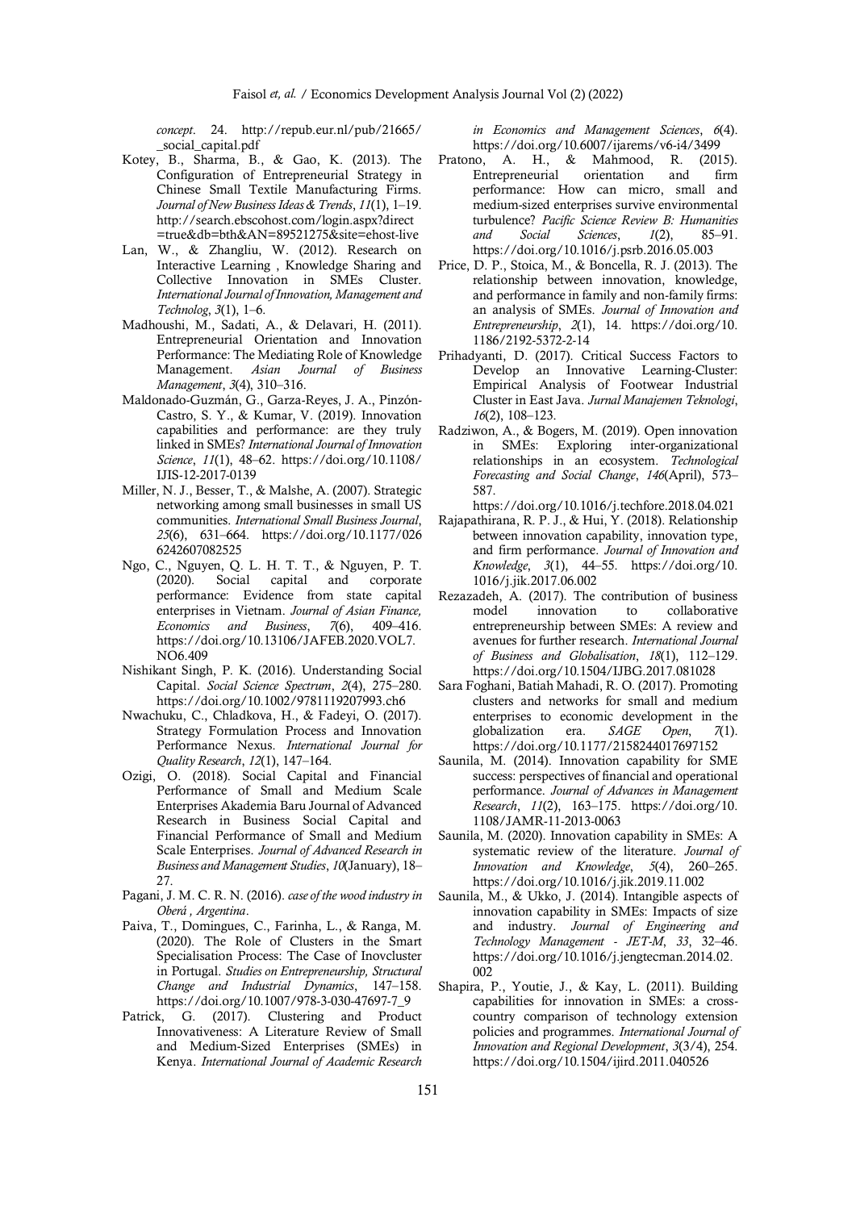*concept*. 24. http://repub.eur.nl/pub/21665/ _social_capital.pdf

Kotey, B., Sharma, B., & Gao, K. (2013). The Configuration of Entrepreneurial Strategy in Chinese Small Textile Manufacturing Firms. *Journal of New Business Ideas & Trends*, *11*(1), 1–19. http://search.ebscohost.com/login.aspx?direct=true&db=bth&AN=89521275&site=ehost-live

Lan, W., & Zhangliu, W. (2012). Research on Interactive Learning , Knowledge Sharing and Collective Innovation in SMEs Cluster. *International Journal of Innovation, Management and Technolog*, *3*(1), 1–6.

Madhoushi, M., Sadati, A., & Delavari, H. (2011). Entrepreneurial Orientation and Innovation Performance: The Mediating Role of Knowledge Management. *Asian Journal of Business Management*, *3*(4), 310–316.

Maldonado-Guzmán, G., Garza-Reyes, J. A., Pinzón-Castro, S. Y., & Kumar, V. (2019). Innovation capabilities and performance: are they truly linked in SMEs? *International Journal of Innovation Science*, *11*(1), 48–62. https://doi.org/10.1108/IJIS-12-2017-0139

Miller, N. J., Besser, T., & Malshe, A. (2007). Strategic networking among small businesses in small US communities. *International Small Business Journal*, *25*(6), 631–664. https://doi.org/10.1177/0266242607082525

Ngo, C., Nguyen, Q. L. H. T. T., & Nguyen, P. T. (2020). Social capital and corporate performance: Evidence from state capital enterprises in Vietnam. *Journal of Asian Finance, Economics and Business*, *7*(6), 409–416. https://doi.org/10.13106/JAFEB.2020.VOL7.NO6.409

Nishikant Singh, P. K. (2016). Understanding Social Capital. *Social Science Spectrum*, *2*(4), 275–280. https://doi.org/10.1002/9781119207993.ch6

Nwachuku, C., Chladkova, H., & Fadeyi, O. (2017). Strategy Formulation Process and Innovation Performance Nexus. *International Journal for Quality Research*, *12*(1), 147–164.

Ozigi, O. (2018). Social Capital and Financial Performance of Small and Medium Scale Enterprises Akademia Baru Journal of Advanced Research in Business Social Capital and Financial Performance of Small and Medium Scale Enterprises. *Journal of Advanced Research in Business and Management Studies*, *10*(January), 18–27.

Pagani, J. M. C. R. N. (2016). *case of the wood industry in Oberá , Argentina*.

Paiva, T., Domingues, C., Farinha, L., & Ranga, M. (2020). The Role of Clusters in the Smart Specialisation Process: The Case of Inovcluster in Portugal. *Studies on Entrepreneurship, Structural Change and Industrial Dynamics*, 147–158. https://doi.org/10.1007/978-3-030-47697-7_9

Patrick, G. (2017). Clustering and Product Innovativeness: A Literature Review of Small and Medium-Sized Enterprises (SMEs) in Kenya. *International Journal of Academic Research in Economics and Management Sciences*, *6*(4). https://doi.org/10.6007/ijarems/v6-i4/3499

Pratono, A. H., & Mahmood, R. (2015). Entrepreneurial orientation and firm performance: How can micro, small and medium-sized enterprises survive environmental turbulence? *Pacific Science Review B: Humanities and Social Sciences*, *1*(2), 85–91. https://doi.org/10.1016/j.psrb.2016.05.003

Price, D. P., Stoica, M., & Boncella, R. J. (2013). The relationship between innovation, knowledge, and performance in family and non-family firms: an analysis of SMEs. *Journal of Innovation and Entrepreneurship*, *2*(1), 14. https://doi.org/10.1186/2192-5372-2-14

Prihadyanti, D. (2017). Critical Success Factors to Develop an Innovative Learning-Cluster: Empirical Analysis of Footwear Industrial Cluster in East Java. *Jurnal Manajemen Teknologi*, *16*(2), 108–123.

Radziwon, A., & Bogers, M. (2019). Open innovation in SMEs: Exploring inter-organizational relationships in an ecosystem. *Technological Forecasting and Social Change*, *146*(April), 573–587. https://doi.org/10.1016/j.techfore.2018.04.021

Rajapathirana, R. P. J., & Hui, Y. (2018). Relationship between innovation capability, innovation type, and firm performance. *Journal of Innovation and Knowledge*, *3*(1), 44–55. https://doi.org/10.1016/j.jik.2017.06.002

Rezazadeh, A. (2017). The contribution of business model innovation to collaborative entrepreneurship between SMEs: A review and avenues for further research. *International Journal of Business and Globalisation*, *18*(1), 112–129. https://doi.org/10.1504/IJBG.2017.081028

Sara Foghani, Batiah Mahadi, R. O. (2017). Promoting clusters and networks for small and medium enterprises to economic development in the globalization era. *SAGE Open*, *7*(1). https://doi.org/10.1177/2158244017697152

Saunila, M. (2014). Innovation capability for SME success: perspectives of financial and operational performance. *Journal of Advances in Management Research*, *11*(2), 163–175. https://doi.org/10.1108/JAMR-11-2013-0063

Saunila, M. (2020). Innovation capability in SMEs: A systematic review of the literature. *Journal of Innovation and Knowledge*, *5*(4), 260–265. https://doi.org/10.1016/j.jik.2019.11.002

Saunila, M., & Ukko, J. (2014). Intangible aspects of innovation capability in SMEs: Impacts of size and industry. *Journal of Engineering and Technology Management - JET-M*, *33*, 32–46. https://doi.org/10.1016/j.jengtecman.2014.02.002

Shapira, P., Youtie, J., & Kay, L. (2011). Building capabilities for innovation in SMEs: a cross-country comparison of technology extension policies and programmes. *International Journal of Innovation and Regional Development*, *3*(3/4), 254. https://doi.org/10.1504/ijird.2011.040526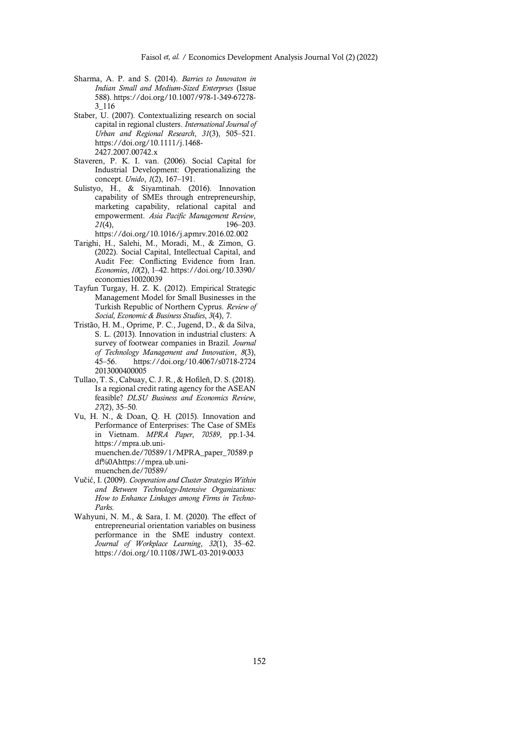Sharma, A. P. and S. (2014). *Barries to Innovaton in Indian Small and Medium-Sized Enterprses* (Issue 588). https://doi.org/10.1007/978-1-349-67278-3_116

Staber, U. (2007). Contextualizing research on social capital in regional clusters. *International Journal of Urban and Regional Research*, *31*(3), 505–521. https://doi.org/10.1111/j.1468-2427.2007.00742.x

Staveren, P. K. I. van. (2006). Social Capital for Industrial Development: Operationalizing the concept. *Unido*, *1*(2), 167–191.

Sulistyo, H., & Siyamtinah. (2016). Innovation capability of SMEs through entrepreneurship, marketing capability, relational capital and empowerment. *Asia Pacific Management Review*, *21*(4), 196–203. https://doi.org/10.1016/j.apmrv.2016.02.002

Tarighi, H., Salehi, M., Moradi, M., & Zimon, G. (2022). Social Capital, Intellectual Capital, and Audit Fee: Conflicting Evidence from Iran. *Economies*, *10*(2), 1–42. https://doi.org/10.3390/economies10020039

Tayfun Turgay, H. Z. K. (2012). Empirical Strategic Management Model for Small Businesses in the Turkish Republic of Northern Cyprus. *Review of Social, Economic & Business Studies*, *3*(4), 7.

Tristão, H. M., Oprime, P. C., Jugend, D., & da Silva, S. L. (2013). Innovation in industrial clusters: A survey of footwear companies in Brazil. *Journal of Technology Management and Innovation*, *8*(3), 45–56. https://doi.org/10.4067/s0718-2724 2013000400005

Tullao, T. S., Cabuay, C. J. R., & Hofileñ, D. S. (2018). Is a regional credit rating agency for the ASEAN feasible? *DLSU Business and Economics Review*, *27*(2), 35–50.

Vu, H. N., & Doan, Q. H. (2015). Innovation and Performance of Enterprises: The Case of SMEs in Vietnam. *MPRA Paper*, *70589*, pp.1-34. https://mpra.ub.uni-muenchen.de/70589/1/MPRA_paper_70589.pdf%0Ahttps://mpra.ub.uni-muenchen.de/70589/

Vučić, I. (2009). *Cooperation and Cluster Strategies Within and Between Technology-Intensive Organizations: How to Enhance Linkages among Firms in Techno-Parks.*

Wahyuni, N. M., & Sara, I. M. (2020). The effect of entrepreneurial orientation variables on business performance in the SME industry context. *Journal of Workplace Learning*, *32*(1), 35–62. https://doi.org/10.1108/JWL-03-2019-0033